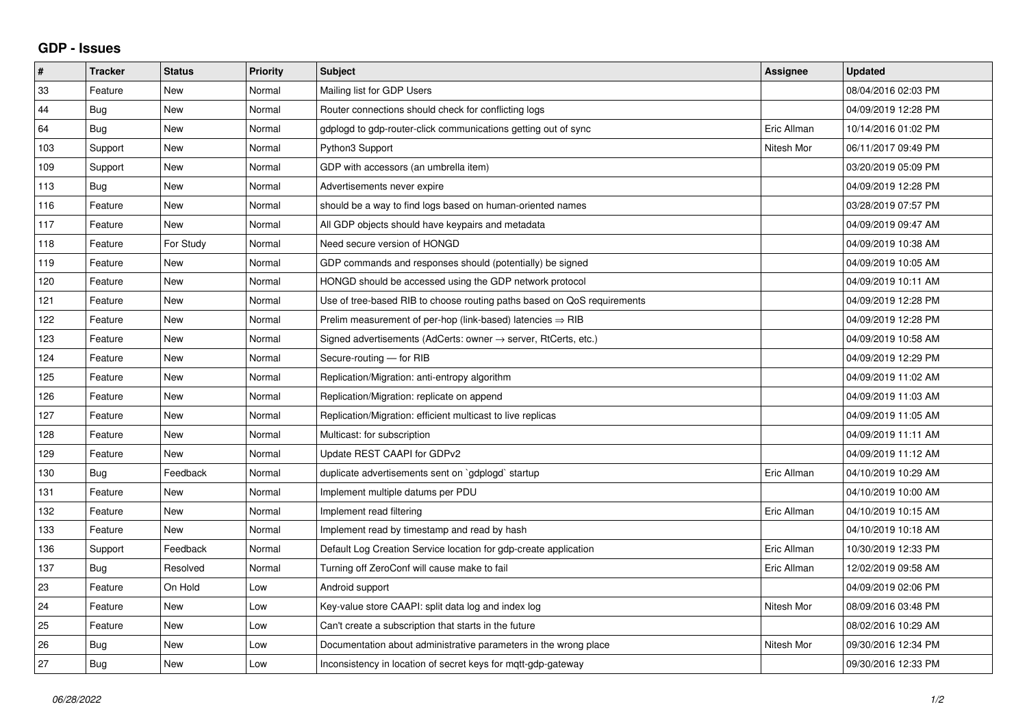## GDP - Issues

| # | Tracker | Status | Priority | Subject | Assignee | Updated |
|---|---|---|---|---|---|---|
| 33 | Feature | New | Normal | Mailing list for GDP Users | | 08/04/2016 02:03 PM |
| 44 | Bug | New | Normal | Router connections should check for conflicting logs | | 04/09/2019 12:28 PM |
| 64 | Bug | New | Normal | gdplogd to gdp-router-click communications getting out of sync | Eric Allman | 10/14/2016 01:02 PM |
| 103 | Support | New | Normal | Python3 Support | Nitesh Mor | 06/11/2017 09:49 PM |
| 109 | Support | New | Normal | GDP with accessors (an umbrella item) | | 03/20/2019 05:09 PM |
| 113 | Bug | New | Normal | Advertisements never expire | | 04/09/2019 12:28 PM |
| 116 | Feature | New | Normal | should be a way to find logs based on human-oriented names | | 03/28/2019 07:57 PM |
| 117 | Feature | New | Normal | All GDP objects should have keypairs and metadata | | 04/09/2019 09:47 AM |
| 118 | Feature | For Study | Normal | Need secure version of HONGD | | 04/09/2019 10:38 AM |
| 119 | Feature | New | Normal | GDP commands and responses should (potentially) be signed | | 04/09/2019 10:05 AM |
| 120 | Feature | New | Normal | HONGD should be accessed using the GDP network protocol | | 04/09/2019 10:11 AM |
| 121 | Feature | New | Normal | Use of tree-based RIB to choose routing paths based on QoS requirements | | 04/09/2019 12:28 PM |
| 122 | Feature | New | Normal | Prelim measurement of per-hop (link-based) latencies ⇒ RIB | | 04/09/2019 12:28 PM |
| 123 | Feature | New | Normal | Signed advertisements (AdCerts: owner → server, RtCerts, etc.) | | 04/09/2019 10:58 AM |
| 124 | Feature | New | Normal | Secure-routing — for RIB | | 04/09/2019 12:29 PM |
| 125 | Feature | New | Normal | Replication/Migration: anti-entropy algorithm | | 04/09/2019 11:02 AM |
| 126 | Feature | New | Normal | Replication/Migration: replicate on append | | 04/09/2019 11:03 AM |
| 127 | Feature | New | Normal | Replication/Migration: efficient multicast to live replicas | | 04/09/2019 11:05 AM |
| 128 | Feature | New | Normal | Multicast: for subscription | | 04/09/2019 11:11 AM |
| 129 | Feature | New | Normal | Update REST CAAPI for GDPv2 | | 04/09/2019 11:12 AM |
| 130 | Bug | Feedback | Normal | duplicate advertisements sent on `gdplogd` startup | Eric Allman | 04/10/2019 10:29 AM |
| 131 | Feature | New | Normal | Implement multiple datums per PDU | | 04/10/2019 10:00 AM |
| 132 | Feature | New | Normal | Implement read filtering | Eric Allman | 04/10/2019 10:15 AM |
| 133 | Feature | New | Normal | Implement read by timestamp and read by hash | | 04/10/2019 10:18 AM |
| 136 | Support | Feedback | Normal | Default Log Creation Service location for gdp-create application | Eric Allman | 10/30/2019 12:33 PM |
| 137 | Bug | Resolved | Normal | Turning off ZeroConf will cause make to fail | Eric Allman | 12/02/2019 09:58 AM |
| 23 | Feature | On Hold | Low | Android support | | 04/09/2019 02:06 PM |
| 24 | Feature | New | Low | Key-value store CAAPI: split data log and index log | Nitesh Mor | 08/09/2016 03:48 PM |
| 25 | Feature | New | Low | Can't create a subscription that starts in the future | | 08/02/2016 10:29 AM |
| 26 | Bug | New | Low | Documentation about administrative parameters in the wrong place | Nitesh Mor | 09/30/2016 12:34 PM |
| 27 | Bug | New | Low | Inconsistency in location of secret keys for mqtt-gdp-gateway | | 09/30/2016 12:33 PM |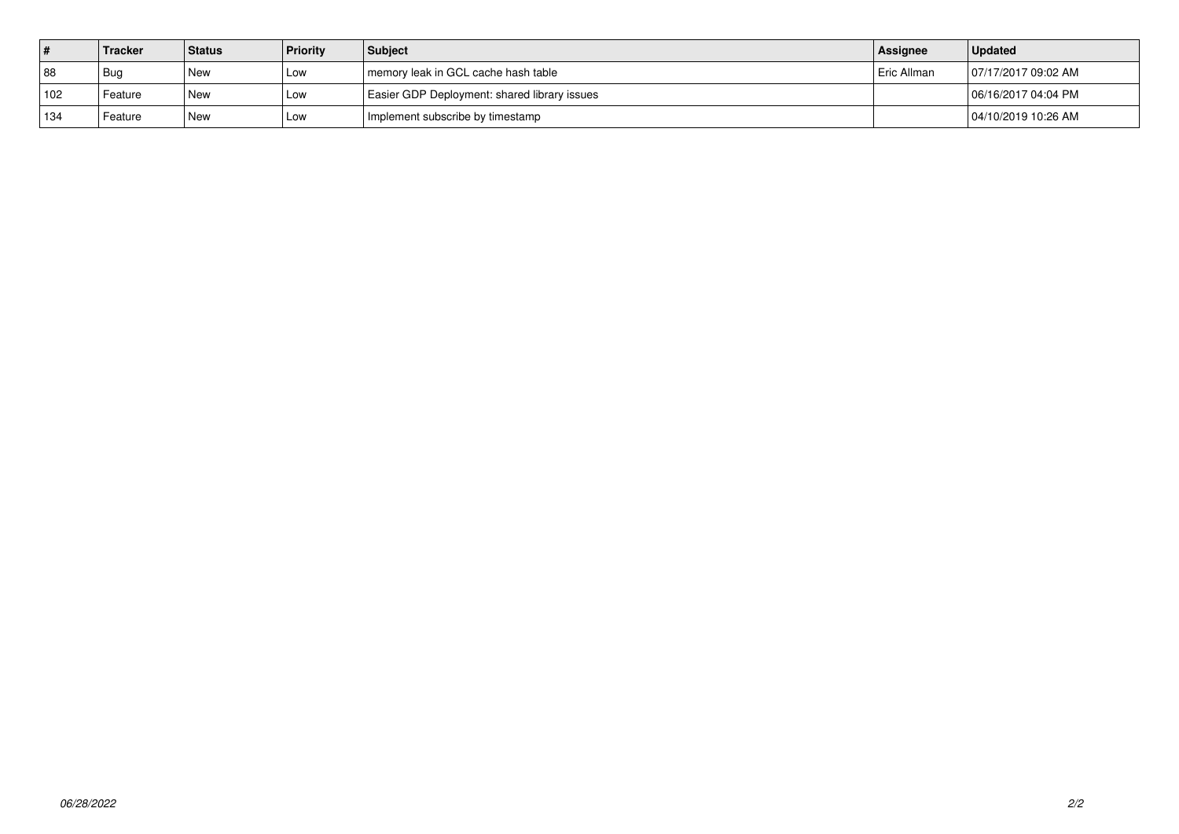| # | Tracker | Status | Priority | Subject | Assignee | Updated |
|---|---|---|---|---|---|---|
| 88 | Bug | New | Low | memory leak in GCL cache hash table | Eric Allman | 07/17/2017 09:02 AM |
| 102 | Feature | New | Low | Easier GDP Deployment: shared library issues | | 06/16/2017 04:04 PM |
| 134 | Feature | New | Low | Implement subscribe by timestamp | | 04/10/2019 10:26 AM |